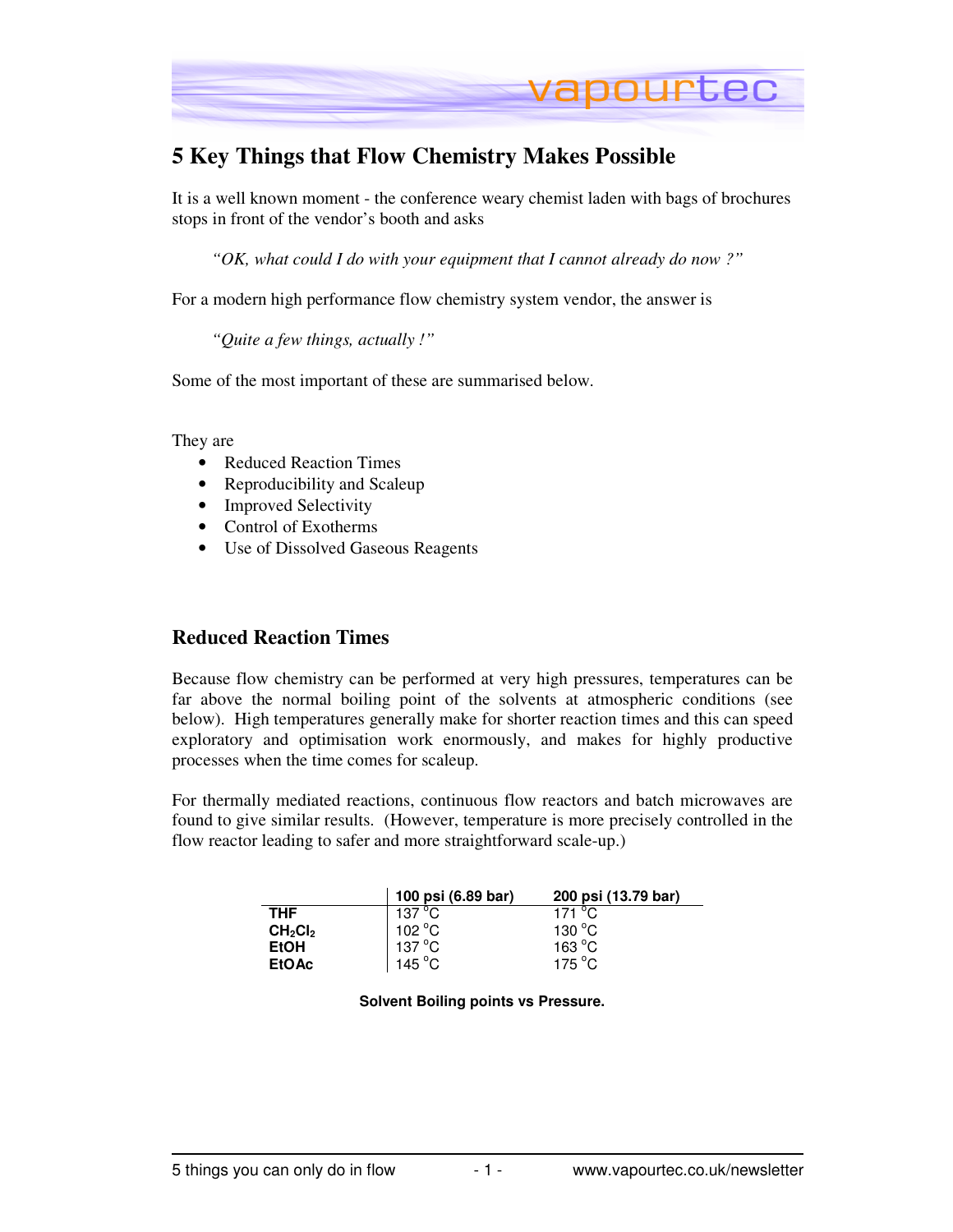# 5 Key Things that Flow Chemistry Makes Possible

It is a well known moment - the conference weary chemist laden with bags of brochures stops in front of the vendor's booth and asks

> *"OK, what could I do with your equipment that I cannot already do now ?"*

For a modern high performance flow chemistry system vendor, the answer is

> *"Quite a few things, actually !"*

Some of the most important of these are summarised below.

They are

- Reduced Reaction Times
- Reproducibility and Scaleup
- Improved Selectivity
- Control of Exotherms
- Use of Dissolved Gaseous Reagents

## Reduced Reaction Times

Because flow chemistry can be performed at very high pressures, temperatures can be far above the normal boiling point of the solvents at atmospheric conditions (see below). High temperatures generally make for shorter reaction times and this can speed exploratory and optimisation work enormously, and makes for highly productive processes when the time comes for scaleup.

For thermally mediated reactions, continuous flow reactors and batch microwaves are found to give similar results. (However, temperature is more precisely controlled in the flow reactor leading to safer and more straightforward scale-up.)

| | 100 psi (6.89 bar) | 200 psi (13.79 bar) |
|---|---|---|
| **THF** | 137 °C | 171 °C |
| **$CH_2Cl_2$** | 102 °C | 130 °C |
| **EtOH** | 137 °C | 163 °C |
| **EtOAc** | 145 °C | 175 °C |

**Solvent Boiling points vs Pressure.**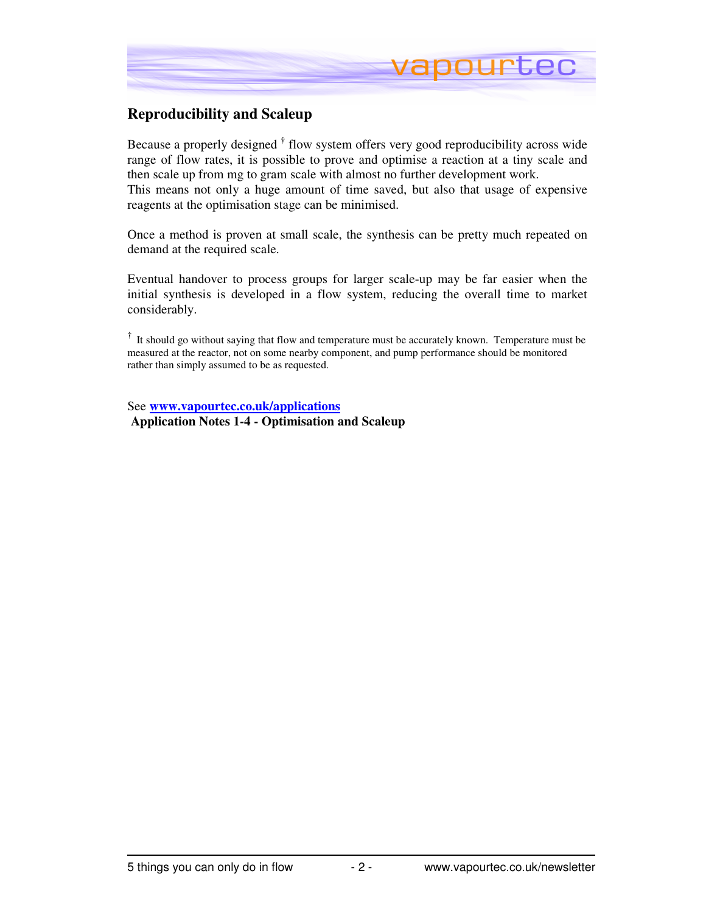## Reproducibility and Scaleup

Because a properly designed † flow system offers very good reproducibility across wide range of flow rates, it is possible to prove and optimise a reaction at a tiny scale and then scale up from mg to gram scale with almost no further development work.
This means not only a huge amount of time saved, but also that usage of expensive reagents at the optimisation stage can be minimised.

Once a method is proven at small scale, the synthesis can be pretty much repeated on demand at the required scale.

Eventual handover to process groups for larger scale-up may be far easier when the initial synthesis is developed in a flow system, reducing the overall time to market considerably.

† It should go without saying that flow and temperature must be accurately known. Temperature must be measured at the reactor, not on some nearby component, and pump performance should be monitored rather than simply assumed to be as requested.

See **www.vapourtec.co.uk/applications**
**Application Notes 1-4 - Optimisation and Scaleup**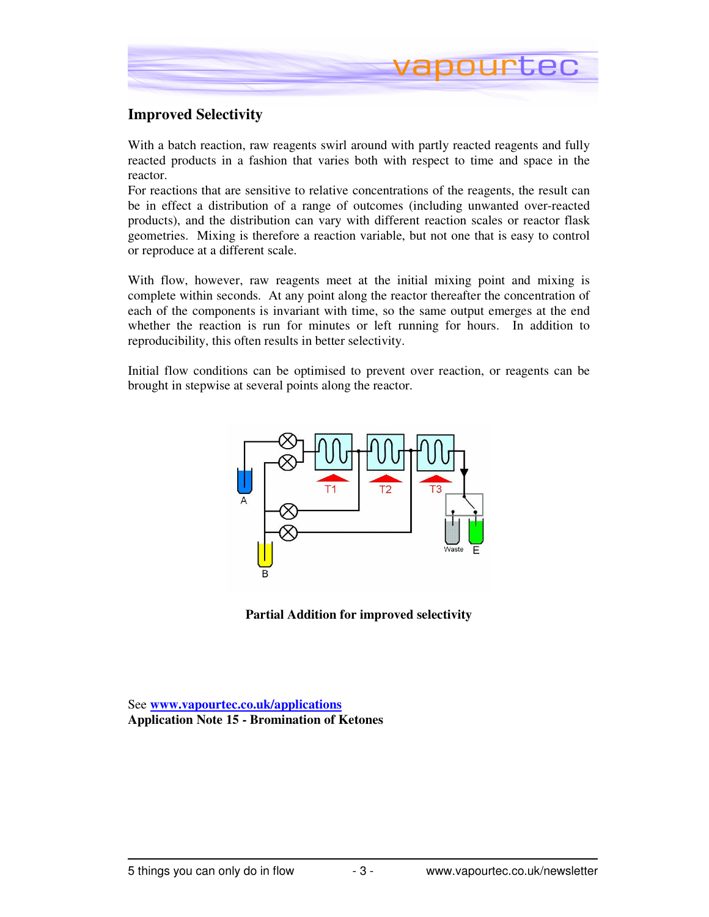## Improved Selectivity

With a batch reaction, raw reagents swirl around with partly reacted reagents and fully reacted products in a fashion that varies both with respect to time and space in the reactor.
For reactions that are sensitive to relative concentrations of the reagents, the result can be in effect a distribution of a range of outcomes (including unwanted over-reacted products), and the distribution can vary with different reaction scales or reactor flask geometries. Mixing is therefore a reaction variable, but not one that is easy to control or reproduce at a different scale.

With flow, however, raw reagents meet at the initial mixing point and mixing is complete within seconds. At any point along the reactor thereafter the concentration of each of the components is invariant with time, so the same output emerges at the end whether the reaction is run for minutes or left running for hours. In addition to reproducibility, this often results in better selectivity.

Initial flow conditions can be optimised to prevent over reaction, or reagents can be brought in stepwise at several points along the reactor.

**Partial Addition for improved selectivity**

See **www.vapourtec.co.uk/applications**
**Application Note 15 - Bromination of Ketones**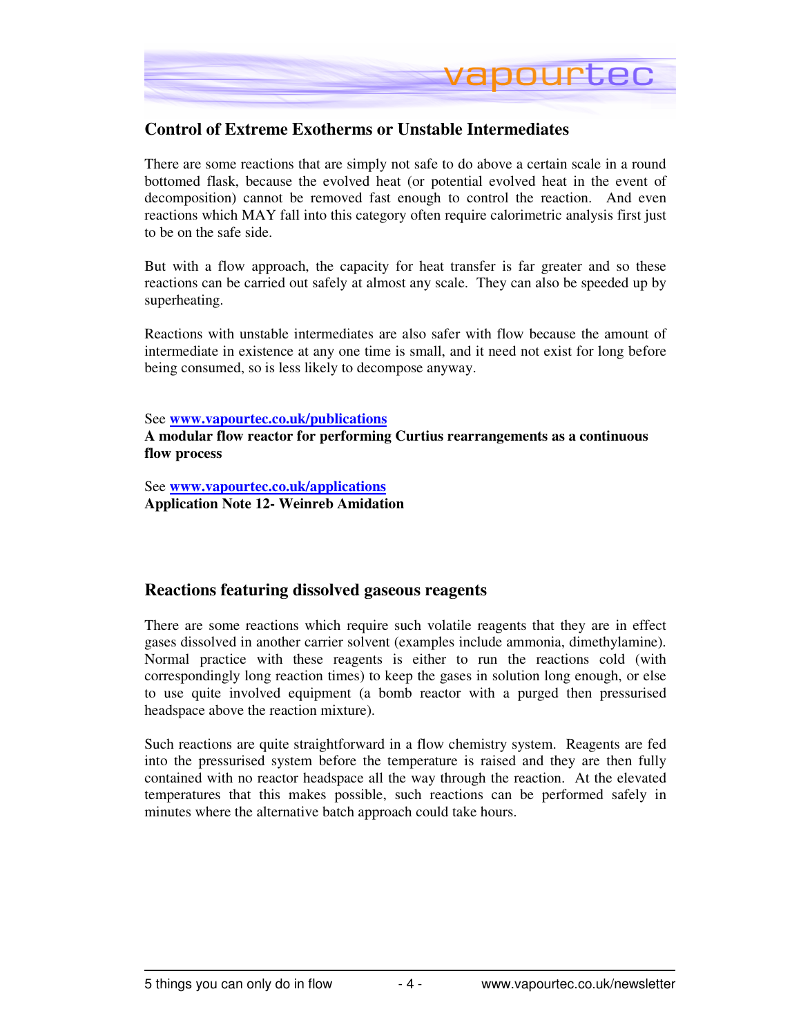## Control of Extreme Exotherms or Unstable Intermediates

There are some reactions that are simply not safe to do above a certain scale in a round bottomed flask, because the evolved heat (or potential evolved heat in the event of decomposition) cannot be removed fast enough to control the reaction. And even reactions which MAY fall into this category often require calorimetric analysis first just to be on the safe side.

But with a flow approach, the capacity for heat transfer is far greater and so these reactions can be carried out safely at almost any scale. They can also be speeded up by superheating.

Reactions with unstable intermediates are also safer with flow because the amount of intermediate in existence at any one time is small, and it need not exist for long before being consumed, so is less likely to decompose anyway.

See **www.vapourtec.co.uk/publications**
**A modular flow reactor for performing Curtius rearrangements as a continuous flow process**

See **www.vapourtec.co.uk/applications**
**Application Note 12- Weinreb Amidation**

## Reactions featuring dissolved gaseous reagents

There are some reactions which require such volatile reagents that they are in effect gases dissolved in another carrier solvent (examples include ammonia, dimethylamine). Normal practice with these reagents is either to run the reactions cold (with correspondingly long reaction times) to keep the gases in solution long enough, or else to use quite involved equipment (a bomb reactor with a purged then pressurised headspace above the reaction mixture).

Such reactions are quite straightforward in a flow chemistry system. Reagents are fed into the pressurised system before the temperature is raised and they are then fully contained with no reactor headspace all the way through the reaction. At the elevated temperatures that this makes possible, such reactions can be performed safely in minutes where the alternative batch approach could take hours.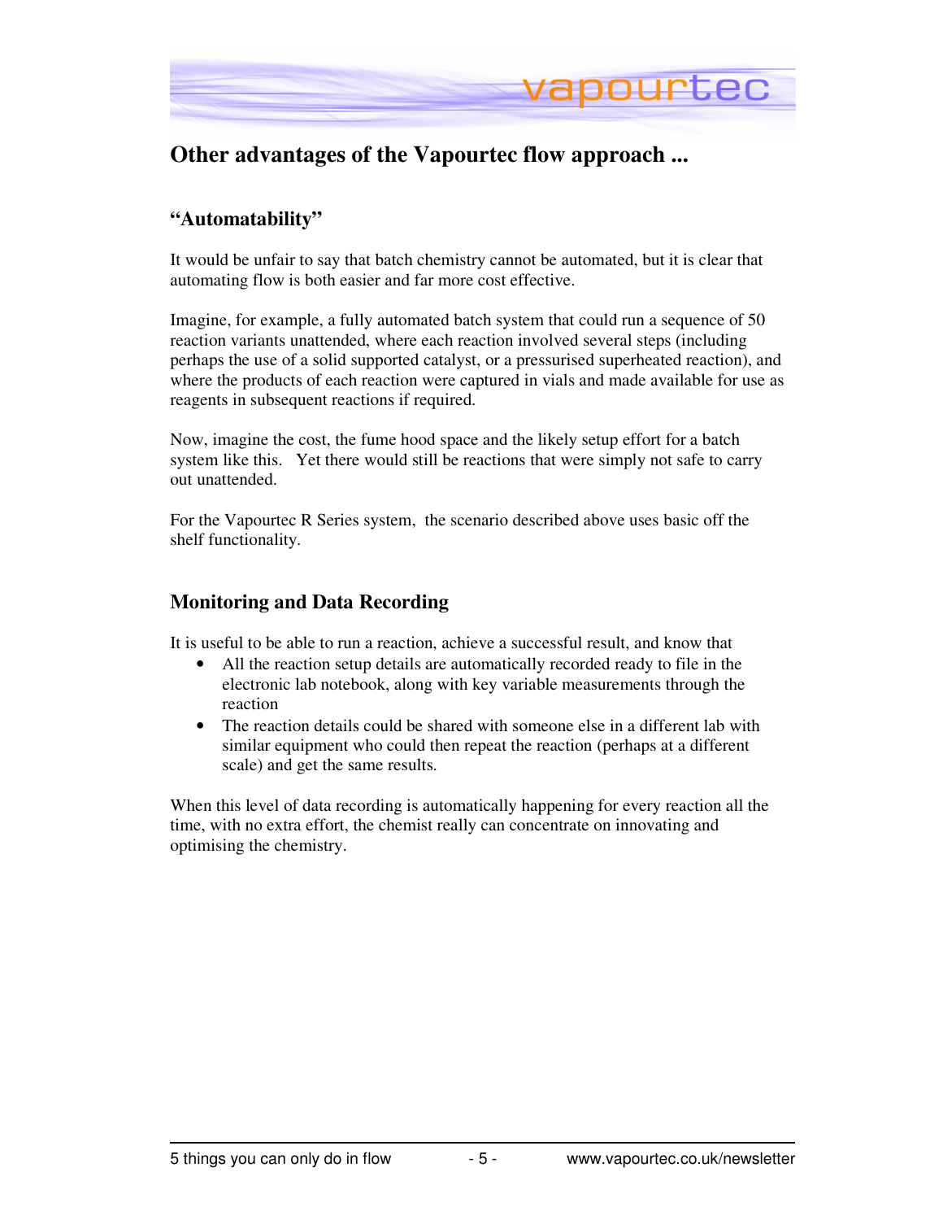## Other advantages of the Vapourtec flow approach ...

### "Automatability"

It would be unfair to say that batch chemistry cannot be automated, but it is clear that automating flow is both easier and far more cost effective.

Imagine, for example, a fully automated batch system that could run a sequence of 50 reaction variants unattended, where each reaction involved several steps (including perhaps the use of a solid supported catalyst, or a pressurised superheated reaction), and where the products of each reaction were captured in vials and made available for use as reagents in subsequent reactions if required.

Now, imagine the cost, the fume hood space and the likely setup effort for a batch system like this. Yet there would still be reactions that were simply not safe to carry out unattended.

For the Vapourtec R Series system, the scenario described above uses basic off the shelf functionality.

### Monitoring and Data Recording

It is useful to be able to run a reaction, achieve a successful result, and know that

- All the reaction setup details are automatically recorded ready to file in the electronic lab notebook, along with key variable measurements through the reaction
- The reaction details could be shared with someone else in a different lab with similar equipment who could then repeat the reaction (perhaps at a different scale) and get the same results.

When this level of data recording is automatically happening for every reaction all the time, with no extra effort, the chemist really can concentrate on innovating and optimising the chemistry.